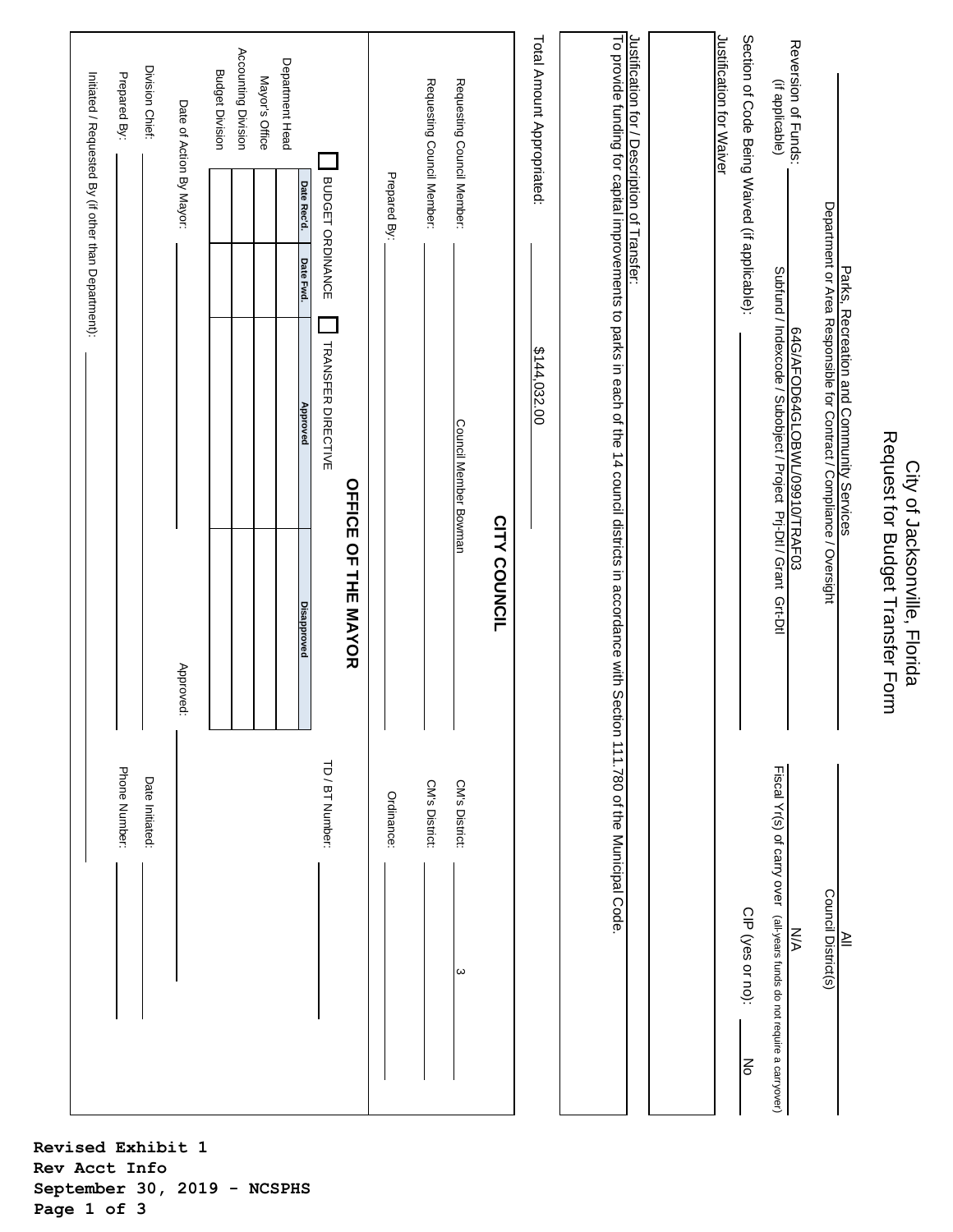# City of Jacksonville, Florida
## Request for Budget Transfer Form

Parks, Recreation and Community Services
Department or Area Responsible for Contract / Compliance / Oversight

All
Council District(s)

Reversion of Funds: (if applicable) 64G/AFOD64GLOBWL/09910/TRAF03
Subfund / Indexcode / Subobject / Project Prj-Dtl / Grant Grt-Dtl

Fiscal Yr(s) of carry over (all-years funds do not require a carryover): N/A

Section of Code Being Waived (if applicable):

CIP (yes or no): No

Justification for Waiver

Justification for / Description of Transfer:
To provide funding for capital improvements to parks in each of the 14 council districts in accordance with Section 111.780 of the Municipal Code.

Total Amount Appropriated: $144,032.00

## CITY COUNCIL

Requesting Council Member: Council Member Bowman CM's District: 3

Requesting Council Member: CM's District:

Prepared By: Ordinance:

## OFFICE OF THE MAYOR

☐ BUDGET ORDINANCE ☐ TRANSFER DIRECTIVE TD / BT Number:

| | Date Rec'd. | Date Fwd. | Approved | Disapproved |
|---|---|---|---|---|
| Department Head | | | | |
| Mayor's Office | | | | |
| Accounting Division | | | | |
| Budget Division | | | | |

Date of Action By Mayor: Approved:

Division Chief: Date Initiated:

Prepared By: Phone Number:

Initiated / Requested By (if other than Department):

**Revised Exhibit 1**
**Rev Acct Info**
**September 30, 2019 - NCSPHS**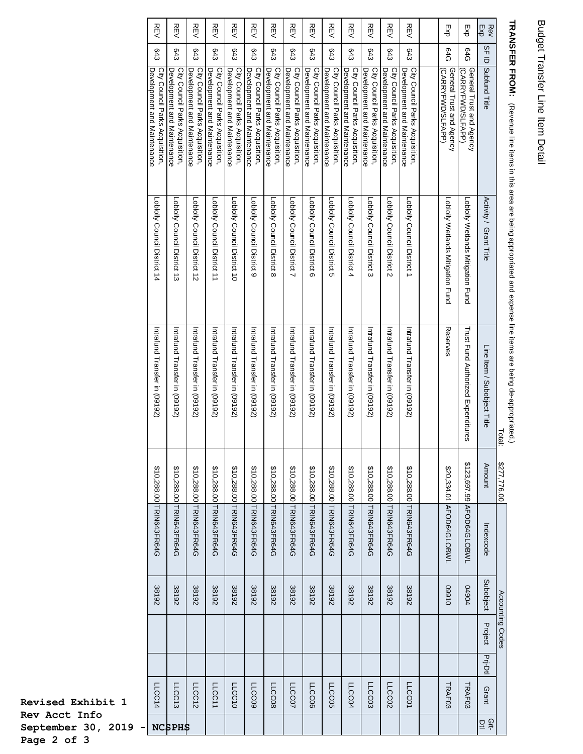# Budget Transfer Line Item Detail

**TRANSFER FROM:** (Revenue line items in this area are being appropriated and expense line items are being de-appropriated.)

Total: $277,776.00

| Rev Exp | SF ID | Subfund Title | Activity / Grant Title | Line Item / Subobject Title | Amount | Accounting Codes | | | | | |
|---|---|---|---|---|---|---|---|---|---|---|---|
| | | | | | | Indexcode | Subobject | Project | Prj-Dtl | Grant | Grt-Dtl |
| Exp | 64G | General Trust and Agency (CARRYFWD/SLFAPP) | Loblolly Wetlands Mitigation Fund | Reserves | $20,334.01 | AFOD64GLOBWL | 09910 | | | TRAF03 | |
| Exp | 64G | General Trust and Agency (CARRYFWD/SLFAPP) | Loblolly Wetlands Mitigation Fund | Trust Fund Authorized Expenditures | $123,697.99 | AFOD64GLOBWL | 04904 | | | TRAF03 | |
| REV | 643 | City Council Parks Acquisition, Development and Maintenance | Loblolly Council District 1 | Intrafund Transfer in (09192) | $10,288.00 | TRIN643FR64G | 38192 | | | LLCC01 | |
| REV | 643 | City Council Parks Acquisition, Development and Maintenance | Loblolly Council District 2 | Intrafund Transfer in (09192) | $10,288.00 | TRIN643FR64G | 38192 | | | LLCC02 | |
| REV | 643 | City Council Parks Acquisition, Development and Maintenance | Loblolly Council District 3 | Intrafund Transfer in (09192) | $10,288.00 | TRIN643FR64G | 38192 | | | LLCC03 | |
| REV | 643 | City Council Parks Acquisition, Development and Maintenance | Loblolly Council District 4 | Intrafund Transfer in (09192) | $10,288.00 | TRIN643FR64G | 38192 | | | LLCC04 | |
| REV | 643 | City Council Parks Acquisition, Development and Maintenance | Loblolly Council District 5 | Intrafund Transfer in (09192) | $10,288.00 | TRIN643FR64G | 38192 | | | LLCC05 | |
| REV | 643 | City Council Parks Acquisition, Development and Maintenance | Loblolly Council District 6 | Intrafund Transfer in (09192) | $10,288.00 | TRIN643FR64G | 38192 | | | LLCC06 | |
| REV | 643 | City Council Parks Acquisition, Development and Maintenance | Loblolly Council District 7 | Intrafund Transfer in (09192) | $10,288.00 | TRIN643FR64G | 38192 | | | LLCC07 | |
| REV | 643 | City Council Parks Acquisition, Development and Maintenance | Loblolly Council District 8 | Intrafund Transfer in (09192) | $10,288.00 | TRIN643FR64G | 38192 | | | LLCC08 | |
| REV | 643 | City Council Parks Acquisition, Development and Maintenance | Loblolly Council District 9 | Intrafund Transfer in (09192) | $10,288.00 | TRIN643FR64G | 38192 | | | LLCC09 | |
| REV | 643 | City Council Parks Acquisition, Development and Maintenance | Loblolly Council District 10 | Intrafund Transfer in (09192) | $10,288.00 | TRIN643FR64G | 38192 | | | LLCC10 | |
| REV | 643 | City Council Parks Acquisition, Development and Maintenance | Loblolly Council District 11 | Intrafund Transfer in (09192) | $10,288.00 | TRIN643FR64G | 38192 | | | LLCC11 | |
| REV | 643 | City Council Parks Acquisition, Development and Maintenance | Loblolly Council District 12 | Intrafund Transfer in (09192) | $10,288.00 | TRIN643FR64G | 38192 | | | LLCC12 | |
| REV | 643 | City Council Parks Acquisition, Development and Maintenance | Loblolly Council District 13 | Intrafund Transfer in (09192) | $10,288.00 | TRIN643FR64G | 38192 | | | LLCC13 | |
| REV | 643 | City Council Parks Acquisition, Development and Maintenance | Loblolly Council District 14 | Intrafund Transfer in (09192) | $10,288.00 | TRIN643FR64G | 38192 | | | LLCC14 | |

**Revised Exhibit 1**
**Rev Acct Info**
**September 30, 2019 - NCSPHS**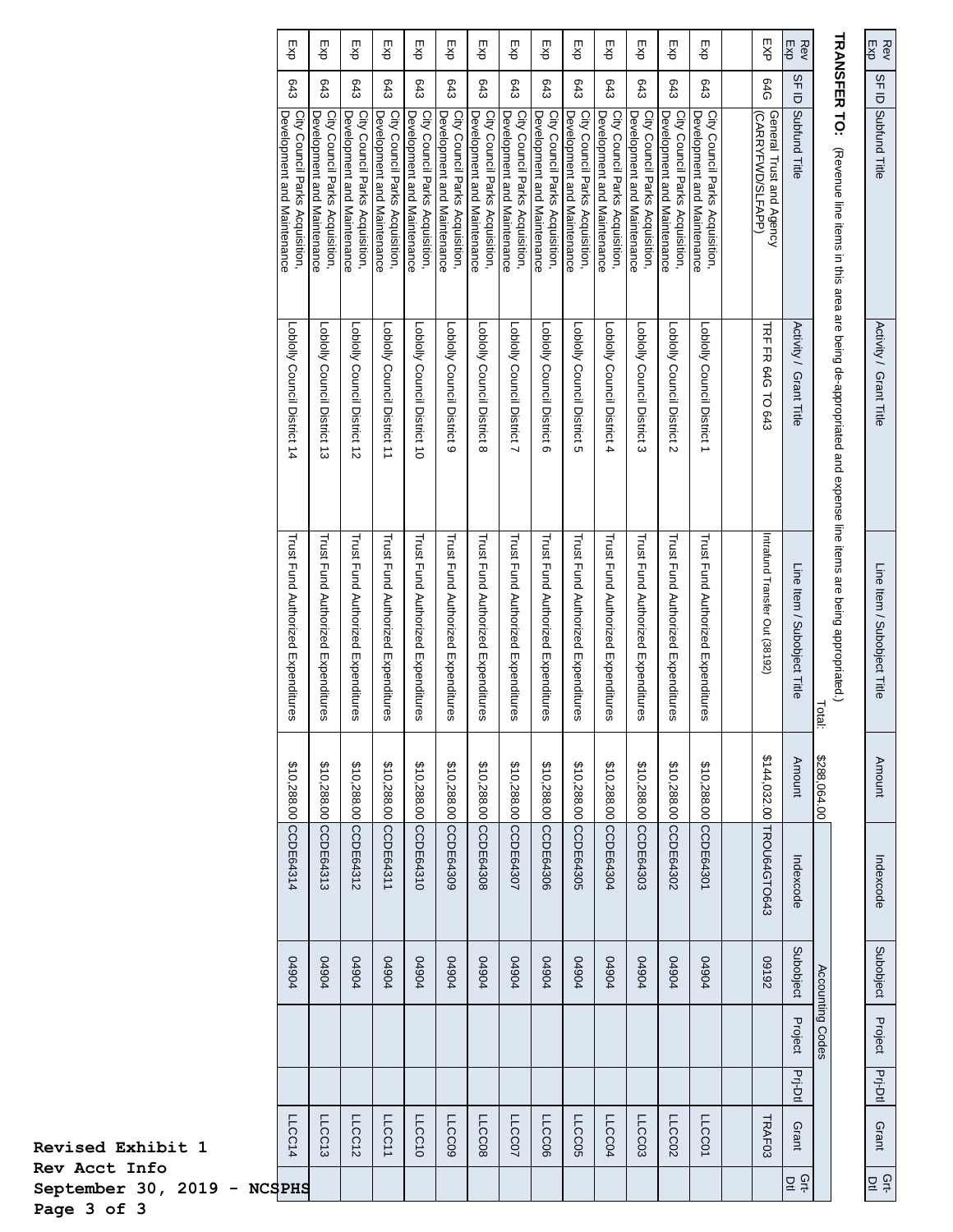| Rev Exp | SF ID | Subfund Title | Activity / Grant Title | Line Item / Subobject Title | Amount | Indexcode | Subobject | Project | Prj-Dtl | Grant | Grt-Dtl |
|---|---|---|---|---|---|---|---|---|---|---|---|

**TRANSFER TO:** (Revenue line items in this area are being de-appropriated and expense line items are being appropriated.)

| Rev Exp | SF ID | Subfund Title | Activity / Grant Title | Line Item / Subobject Title | Amount | Accounting Codes: Indexcode | Subobject | Project | Prj-Dtl | Grant | Grt-Dtl |
|---|---|---|---|---|---|---|---|---|---|---|---|
| | | | | Total: | $288,064.00 | | | | | | |
| EXP | 64G | General Trust and Agency (CARRYFWD/SLFAPP) | TRF FR 64G TO 643 | Intrafund Transfer Out (38192) | $144,032.00 | TROU64GTO643 | 09192 | | | TRAF03 | |
| | | | | | | | | | | | |
| Exp | 643 | City Council Parks Acquisition, Development and Maintenance | Loblolly Council District 1 | Trust Fund Authorized Expenditures | $10,288.00 | CCDE64301 | 04904 | | | LLCC01 | |
| Exp | 643 | City Council Parks Acquisition, Development and Maintenance | Loblolly Council District 2 | Trust Fund Authorized Expenditures | $10,288.00 | CCDE64302 | 04904 | | | LLCC02 | |
| Exp | 643 | City Council Parks Acquisition, Development and Maintenance | Loblolly Council District 3 | Trust Fund Authorized Expenditures | $10,288.00 | CCDE64303 | 04904 | | | LLCC03 | |
| Exp | 643 | City Council Parks Acquisition, Development and Maintenance | Loblolly Council District 4 | Trust Fund Authorized Expenditures | $10,288.00 | CCDE64304 | 04904 | | | LLCC04 | |
| Exp | 643 | City Council Parks Acquisition, Development and Maintenance | Loblolly Council District 5 | Trust Fund Authorized Expenditures | $10,288.00 | CCDE64305 | 04904 | | | LLCC05 | |
| Exp | 643 | City Council Parks Acquisition, Development and Maintenance | Loblolly Council District 6 | Trust Fund Authorized Expenditures | $10,288.00 | CCDE64306 | 04904 | | | LLCC06 | |
| Exp | 643 | City Council Parks Acquisition, Development and Maintenance | Loblolly Council District 7 | Trust Fund Authorized Expenditures | $10,288.00 | CCDE64307 | 04904 | | | LLCC07 | |
| Exp | 643 | City Council Parks Acquisition, Development and Maintenance | Loblolly Council District 8 | Trust Fund Authorized Expenditures | $10,288.00 | CCDE64308 | 04904 | | | LLCC08 | |
| Exp | 643 | City Council Parks Acquisition, Development and Maintenance | Loblolly Council District 9 | Trust Fund Authorized Expenditures | $10,288.00 | CCDE64309 | 04904 | | | LLCC09 | |
| Exp | 643 | City Council Parks Acquisition, Development and Maintenance | Loblolly Council District 10 | Trust Fund Authorized Expenditures | $10,288.00 | CCDE64310 | 04904 | | | LLCC10 | |
| Exp | 643 | City Council Parks Acquisition, Development and Maintenance | Loblolly Council District 11 | Trust Fund Authorized Expenditures | $10,288.00 | CCDE64311 | 04904 | | | LLCC11 | |
| Exp | 643 | City Council Parks Acquisition, Development and Maintenance | Loblolly Council District 12 | Trust Fund Authorized Expenditures | $10,288.00 | CCDE64312 | 04904 | | | LLCC12 | |
| Exp | 643 | City Council Parks Acquisition, Development and Maintenance | Loblolly Council District 13 | Trust Fund Authorized Expenditures | $10,288.00 | CCDE64313 | 04904 | | | LLCC13 | |
| Exp | 643 | City Council Parks Acquisition, Development and Maintenance | Loblolly Council District 14 | Trust Fund Authorized Expenditures | $10,288.00 | CCDE64314 | 04904 | | | LLCC14 | |

**Revised Exhibit 1**
**Rev Acct Info**
**September 30, 2019 - NCSPHS**